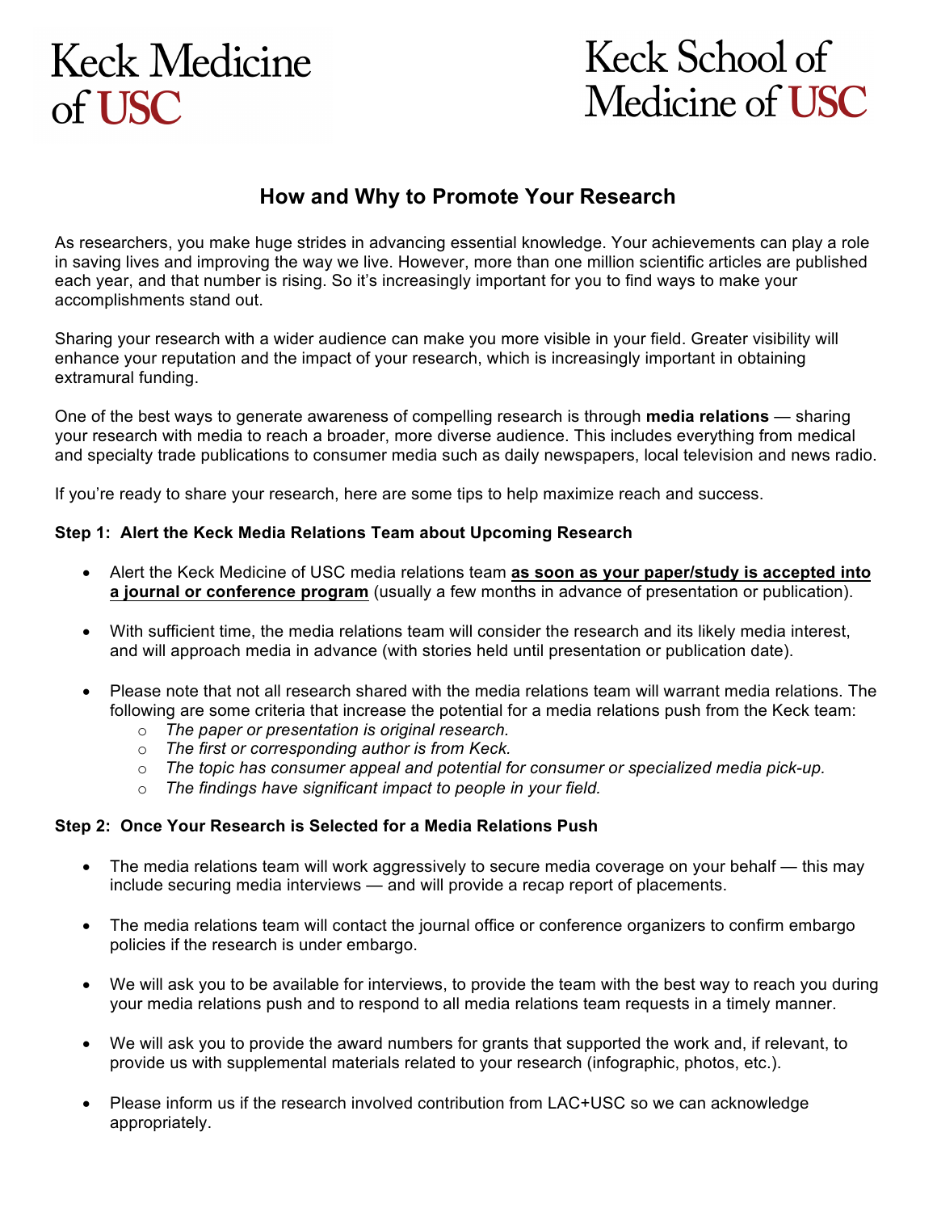Keck Medicine of USC

Keck School of Medicine of USC

# How and Why to Promote Your Research

As researchers, you make huge strides in advancing essential knowledge. Your achievements can play a role in saving lives and improving the way we live. However, more than one million scientific articles are published each year, and that number is rising. So it's increasingly important for you to find ways to make your accomplishments stand out.

Sharing your research with a wider audience can make you more visible in your field. Greater visibility will enhance your reputation and the impact of your research, which is increasingly important in obtaining extramural funding.

One of the best ways to generate awareness of compelling research is through **media relations** — sharing your research with media to reach a broader, more diverse audience. This includes everything from medical and specialty trade publications to consumer media such as daily newspapers, local television and news radio.

If you're ready to share your research, here are some tips to help maximize reach and success.

**Step 1: Alert the Keck Media Relations Team about Upcoming Research**

- Alert the Keck Medicine of USC media relations team **as soon as your paper/study is accepted into a journal or conference program** (usually a few months in advance of presentation or publication).
- With sufficient time, the media relations team will consider the research and its likely media interest, and will approach media in advance (with stories held until presentation or publication date).
- Please note that not all research shared with the media relations team will warrant media relations. The following are some criteria that increase the potential for a media relations push from the Keck team:
  - *The paper or presentation is original research.*
  - *The first or corresponding author is from Keck.*
  - *The topic has consumer appeal and potential for consumer or specialized media pick-up.*
  - *The findings have significant impact to people in your field.*

**Step 2: Once Your Research is Selected for a Media Relations Push**

- The media relations team will work aggressively to secure media coverage on your behalf — this may include securing media interviews — and will provide a recap report of placements.
- The media relations team will contact the journal office or conference organizers to confirm embargo policies if the research is under embargo.
- We will ask you to be available for interviews, to provide the team with the best way to reach you during your media relations push and to respond to all media relations team requests in a timely manner.
- We will ask you to provide the award numbers for grants that supported the work and, if relevant, to provide us with supplemental materials related to your research (infographic, photos, etc.).
- Please inform us if the research involved contribution from LAC+USC so we can acknowledge appropriately.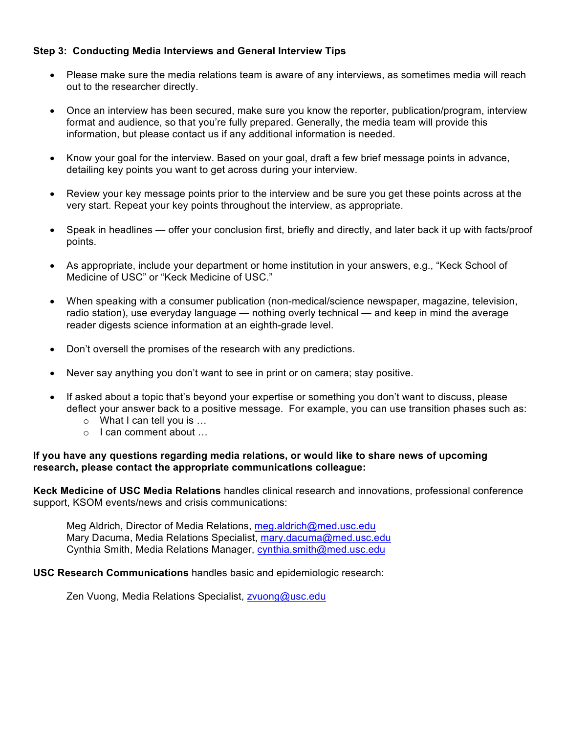**Step 3: Conducting Media Interviews and General Interview Tips**

- Please make sure the media relations team is aware of any interviews, as sometimes media will reach out to the researcher directly.

- Once an interview has been secured, make sure you know the reporter, publication/program, interview format and audience, so that you're fully prepared. Generally, the media team will provide this information, but please contact us if any additional information is needed.

- Know your goal for the interview. Based on your goal, draft a few brief message points in advance, detailing key points you want to get across during your interview.

- Review your key message points prior to the interview and be sure you get these points across at the very start. Repeat your key points throughout the interview, as appropriate.

- Speak in headlines — offer your conclusion first, briefly and directly, and later back it up with facts/proof points.

- As appropriate, include your department or home institution in your answers, e.g., "Keck School of Medicine of USC" or "Keck Medicine of USC."

- When speaking with a consumer publication (non-medical/science newspaper, magazine, television, radio station), use everyday language — nothing overly technical — and keep in mind the average reader digests science information at an eighth-grade level.

- Don't oversell the promises of the research with any predictions.

- Never say anything you don't want to see in print or on camera; stay positive.

- If asked about a topic that's beyond your expertise or something you don't want to discuss, please deflect your answer back to a positive message. For example, you can use transition phases such as:
  - What I can tell you is …
  - I can comment about …

**If you have any questions regarding media relations, or would like to share news of upcoming research, please contact the appropriate communications colleague:**

**Keck Medicine of USC Media Relations** handles clinical research and innovations, professional conference support, KSOM events/news and crisis communications:

Meg Aldrich, Director of Media Relations, meg.aldrich@med.usc.edu
Mary Dacuma, Media Relations Specialist, mary.dacuma@med.usc.edu
Cynthia Smith, Media Relations Manager, cynthia.smith@med.usc.edu

**USC Research Communications** handles basic and epidemiologic research:

Zen Vuong, Media Relations Specialist, zvuong@usc.edu